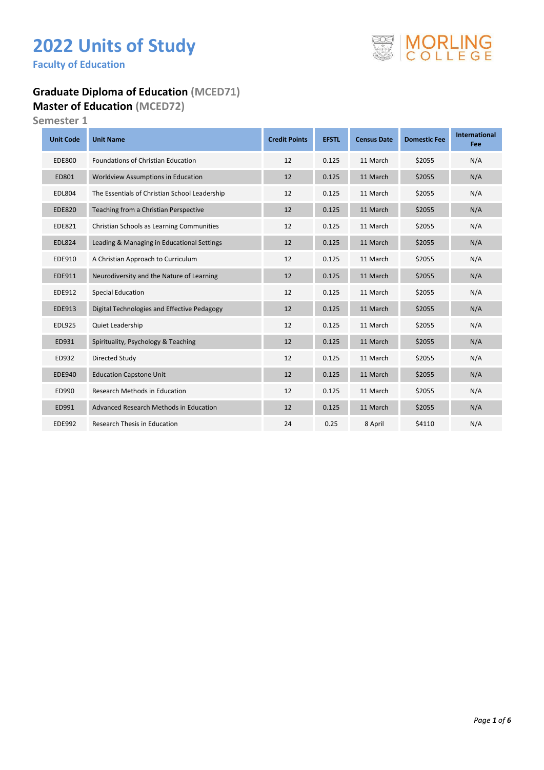# 2022 Units of Study

**Faculty of Education**

MORLING COLLEGE

## Graduate Diploma of Education (MCED71)
## Master of Education (MCED72)

### Semester 1

| Unit Code | Unit Name | Credit Points | EFSTL | Census Date | Domestic Fee | International Fee |
|---|---|---|---|---|---|---|
| EDE800 | Foundations of Christian Education | 12 | 0.125 | 11 March | $2055 | N/A |
| ED801 | Worldview Assumptions in Education | 12 | 0.125 | 11 March | $2055 | N/A |
| EDL804 | The Essentials of Christian School Leadership | 12 | 0.125 | 11 March | $2055 | N/A |
| EDE820 | Teaching from a Christian Perspective | 12 | 0.125 | 11 March | $2055 | N/A |
| EDE821 | Christian Schools as Learning Communities | 12 | 0.125 | 11 March | $2055 | N/A |
| EDL824 | Leading & Managing in Educational Settings | 12 | 0.125 | 11 March | $2055 | N/A |
| EDE910 | A Christian Approach to Curriculum | 12 | 0.125 | 11 March | $2055 | N/A |
| EDE911 | Neurodiversity and the Nature of Learning | 12 | 0.125 | 11 March | $2055 | N/A |
| EDE912 | Special Education | 12 | 0.125 | 11 March | $2055 | N/A |
| EDE913 | Digital Technologies and Effective Pedagogy | 12 | 0.125 | 11 March | $2055 | N/A |
| EDL925 | Quiet Leadership | 12 | 0.125 | 11 March | $2055 | N/A |
| ED931 | Spirituality, Psychology & Teaching | 12 | 0.125 | 11 March | $2055 | N/A |
| ED932 | Directed Study | 12 | 0.125 | 11 March | $2055 | N/A |
| EDE940 | Education Capstone Unit | 12 | 0.125 | 11 March | $2055 | N/A |
| ED990 | Research Methods in Education | 12 | 0.125 | 11 March | $2055 | N/A |
| ED991 | Advanced Research Methods in Education | 12 | 0.125 | 11 March | $2055 | N/A |
| EDE992 | Research Thesis in Education | 24 | 0.25 | 8 April | $4110 | N/A |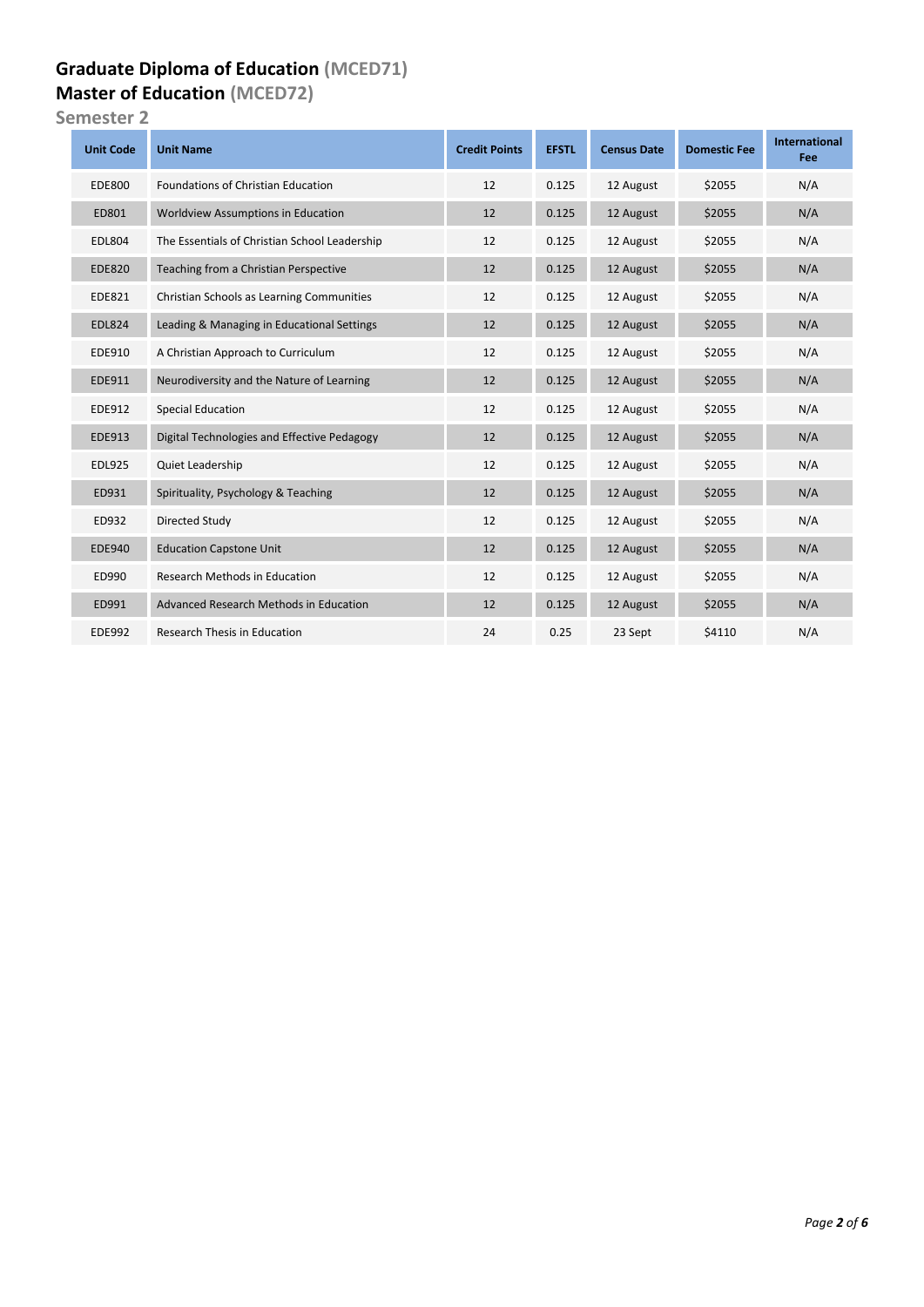# Graduate Diploma of Education (MCED71)
# Master of Education (MCED72)
## Semester 2

| Unit Code | Unit Name | Credit Points | EFSTL | Census Date | Domestic Fee | International Fee |
|---|---|---|---|---|---|---|
| EDE800 | Foundations of Christian Education | 12 | 0.125 | 12 August | $2055 | N/A |
| ED801 | Worldview Assumptions in Education | 12 | 0.125 | 12 August | $2055 | N/A |
| EDL804 | The Essentials of Christian School Leadership | 12 | 0.125 | 12 August | $2055 | N/A |
| EDE820 | Teaching from a Christian Perspective | 12 | 0.125 | 12 August | $2055 | N/A |
| EDE821 | Christian Schools as Learning Communities | 12 | 0.125 | 12 August | $2055 | N/A |
| EDL824 | Leading & Managing in Educational Settings | 12 | 0.125 | 12 August | $2055 | N/A |
| EDE910 | A Christian Approach to Curriculum | 12 | 0.125 | 12 August | $2055 | N/A |
| EDE911 | Neurodiversity and the Nature of Learning | 12 | 0.125 | 12 August | $2055 | N/A |
| EDE912 | Special Education | 12 | 0.125 | 12 August | $2055 | N/A |
| EDE913 | Digital Technologies and Effective Pedagogy | 12 | 0.125 | 12 August | $2055 | N/A |
| EDL925 | Quiet Leadership | 12 | 0.125 | 12 August | $2055 | N/A |
| ED931 | Spirituality, Psychology & Teaching | 12 | 0.125 | 12 August | $2055 | N/A |
| ED932 | Directed Study | 12 | 0.125 | 12 August | $2055 | N/A |
| EDE940 | Education Capstone Unit | 12 | 0.125 | 12 August | $2055 | N/A |
| ED990 | Research Methods in Education | 12 | 0.125 | 12 August | $2055 | N/A |
| ED991 | Advanced Research Methods in Education | 12 | 0.125 | 12 August | $2055 | N/A |
| EDE992 | Research Thesis in Education | 24 | 0.25 | 23 Sept | $4110 | N/A |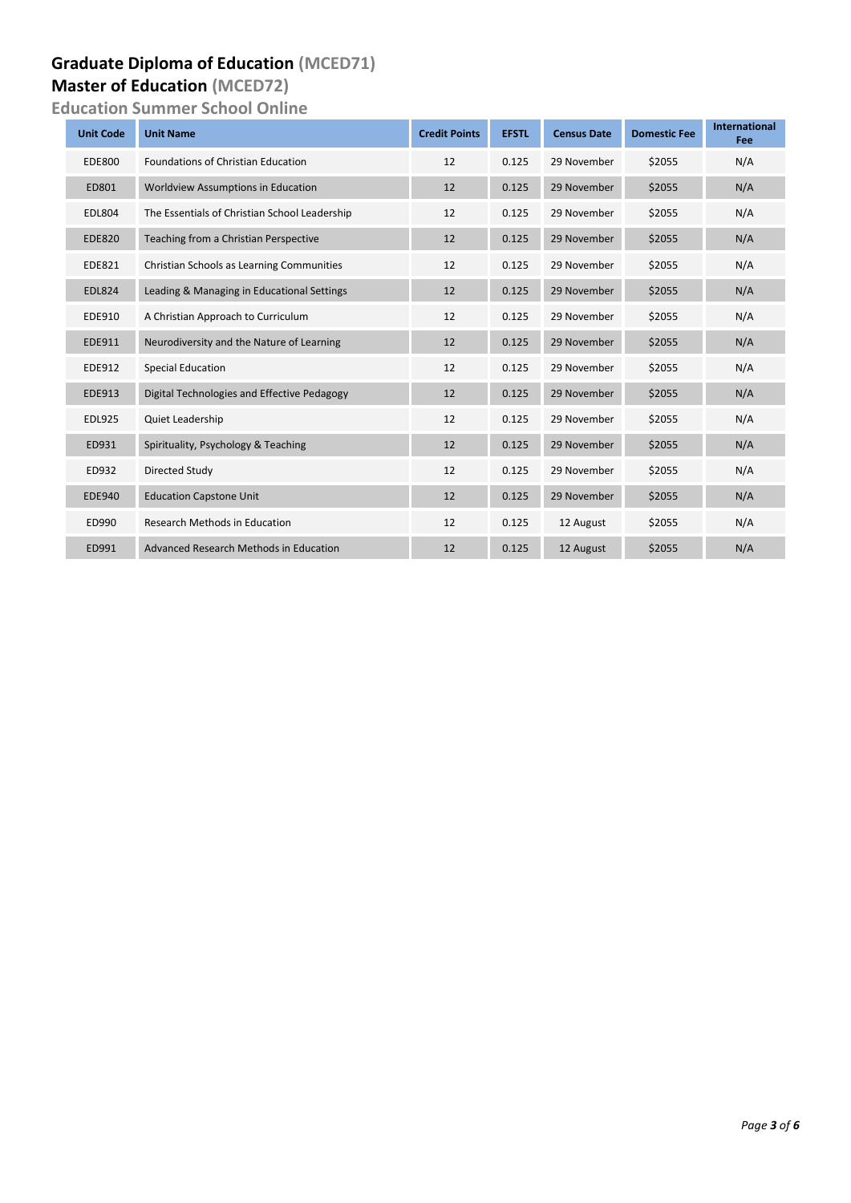# Graduate Diploma of Education (MCED71)

# Master of Education (MCED72)

## Education Summer School Online

| Unit Code | Unit Name | Credit Points | EFSTL | Census Date | Domestic Fee | International Fee |
|---|---|---|---|---|---|---|
| EDE800 | Foundations of Christian Education | 12 | 0.125 | 29 November | $2055 | N/A |
| ED801 | Worldview Assumptions in Education | 12 | 0.125 | 29 November | $2055 | N/A |
| EDL804 | The Essentials of Christian School Leadership | 12 | 0.125 | 29 November | $2055 | N/A |
| EDE820 | Teaching from a Christian Perspective | 12 | 0.125 | 29 November | $2055 | N/A |
| EDE821 | Christian Schools as Learning Communities | 12 | 0.125 | 29 November | $2055 | N/A |
| EDL824 | Leading & Managing in Educational Settings | 12 | 0.125 | 29 November | $2055 | N/A |
| EDE910 | A Christian Approach to Curriculum | 12 | 0.125 | 29 November | $2055 | N/A |
| EDE911 | Neurodiversity and the Nature of Learning | 12 | 0.125 | 29 November | $2055 | N/A |
| EDE912 | Special Education | 12 | 0.125 | 29 November | $2055 | N/A |
| EDE913 | Digital Technologies and Effective Pedagogy | 12 | 0.125 | 29 November | $2055 | N/A |
| EDL925 | Quiet Leadership | 12 | 0.125 | 29 November | $2055 | N/A |
| ED931 | Spirituality, Psychology & Teaching | 12 | 0.125 | 29 November | $2055 | N/A |
| ED932 | Directed Study | 12 | 0.125 | 29 November | $2055 | N/A |
| EDE940 | Education Capstone Unit | 12 | 0.125 | 29 November | $2055 | N/A |
| ED990 | Research Methods in Education | 12 | 0.125 | 12 August | $2055 | N/A |
| ED991 | Advanced Research Methods in Education | 12 | 0.125 | 12 August | $2055 | N/A |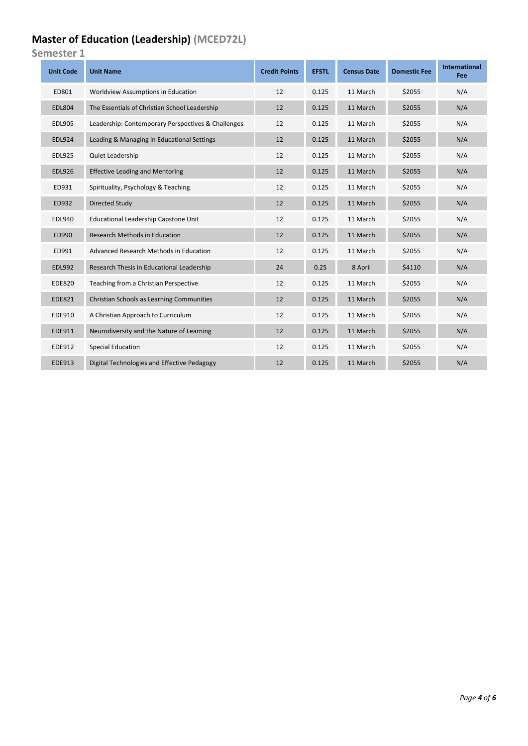# Master of Education (Leadership) (MCED72L)

## Semester 1

| Unit Code | Unit Name | Credit Points | EFSTL | Census Date | Domestic Fee | International Fee |
|---|---|---|---|---|---|---|
| ED801 | Worldview Assumptions in Education | 12 | 0.125 | 11 March | $2055 | N/A |
| EDL804 | The Essentials of Christian School Leadership | 12 | 0.125 | 11 March | $2055 | N/A |
| EDL905 | Leadership: Contemporary Perspectives & Challenges | 12 | 0.125 | 11 March | $2055 | N/A |
| EDL924 | Leading & Managing in Educational Settings | 12 | 0.125 | 11 March | $2055 | N/A |
| EDL925 | Quiet Leadership | 12 | 0.125 | 11 March | $2055 | N/A |
| EDL926 | Effective Leading and Mentoring | 12 | 0.125 | 11 March | $2055 | N/A |
| ED931 | Spirituality, Psychology & Teaching | 12 | 0.125 | 11 March | $2055 | N/A |
| ED932 | Directed Study | 12 | 0.125 | 11 March | $2055 | N/A |
| EDL940 | Educational Leadership Capstone Unit | 12 | 0.125 | 11 March | $2055 | N/A |
| ED990 | Research Methods in Education | 12 | 0.125 | 11 March | $2055 | N/A |
| ED991 | Advanced Research Methods in Education | 12 | 0.125 | 11 March | $2055 | N/A |
| EDL992 | Research Thesis in Educational Leadership | 24 | 0.25 | 8 April | $4110 | N/A |
| EDE820 | Teaching from a Christian Perspective | 12 | 0.125 | 11 March | $2055 | N/A |
| EDE821 | Christian Schools as Learning Communities | 12 | 0.125 | 11 March | $2055 | N/A |
| EDE910 | A Christian Approach to Curriculum | 12 | 0.125 | 11 March | $2055 | N/A |
| EDE911 | Neurodiversity and the Nature of Learning | 12 | 0.125 | 11 March | $2055 | N/A |
| EDE912 | Special Education | 12 | 0.125 | 11 March | $2055 | N/A |
| EDE913 | Digital Technologies and Effective Pedagogy | 12 | 0.125 | 11 March | $2055 | N/A |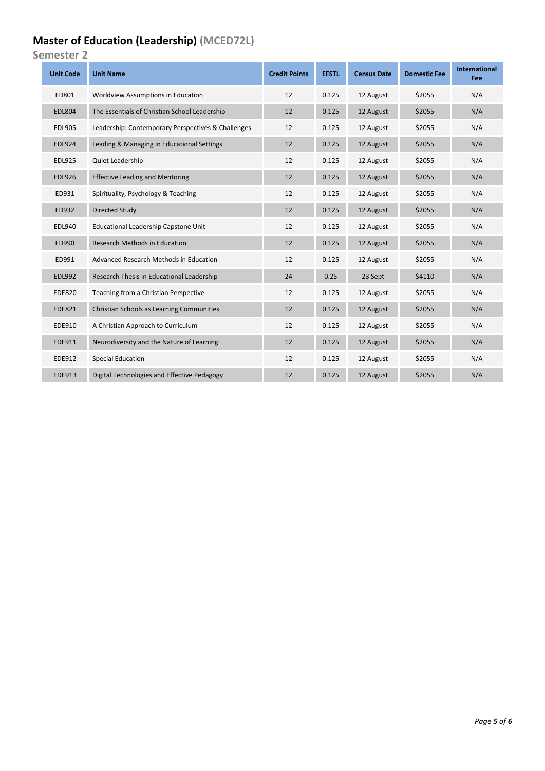# Master of Education (Leadership) (MCED72L)

## Semester 2

| Unit Code | Unit Name | Credit Points | EFSTL | Census Date | Domestic Fee | International Fee |
|---|---|---|---|---|---|---|
| ED801 | Worldview Assumptions in Education | 12 | 0.125 | 12 August | $2055 | N/A |
| EDL804 | The Essentials of Christian School Leadership | 12 | 0.125 | 12 August | $2055 | N/A |
| EDL905 | Leadership: Contemporary Perspectives & Challenges | 12 | 0.125 | 12 August | $2055 | N/A |
| EDL924 | Leading & Managing in Educational Settings | 12 | 0.125 | 12 August | $2055 | N/A |
| EDL925 | Quiet Leadership | 12 | 0.125 | 12 August | $2055 | N/A |
| EDL926 | Effective Leading and Mentoring | 12 | 0.125 | 12 August | $2055 | N/A |
| ED931 | Spirituality, Psychology & Teaching | 12 | 0.125 | 12 August | $2055 | N/A |
| ED932 | Directed Study | 12 | 0.125 | 12 August | $2055 | N/A |
| EDL940 | Educational Leadership Capstone Unit | 12 | 0.125 | 12 August | $2055 | N/A |
| ED990 | Research Methods in Education | 12 | 0.125 | 12 August | $2055 | N/A |
| ED991 | Advanced Research Methods in Education | 12 | 0.125 | 12 August | $2055 | N/A |
| EDL992 | Research Thesis in Educational Leadership | 24 | 0.25 | 23 Sept | $4110 | N/A |
| EDE820 | Teaching from a Christian Perspective | 12 | 0.125 | 12 August | $2055 | N/A |
| EDE821 | Christian Schools as Learning Communities | 12 | 0.125 | 12 August | $2055 | N/A |
| EDE910 | A Christian Approach to Curriculum | 12 | 0.125 | 12 August | $2055 | N/A |
| EDE911 | Neurodiversity and the Nature of Learning | 12 | 0.125 | 12 August | $2055 | N/A |
| EDE912 | Special Education | 12 | 0.125 | 12 August | $2055 | N/A |
| EDE913 | Digital Technologies and Effective Pedagogy | 12 | 0.125 | 12 August | $2055 | N/A |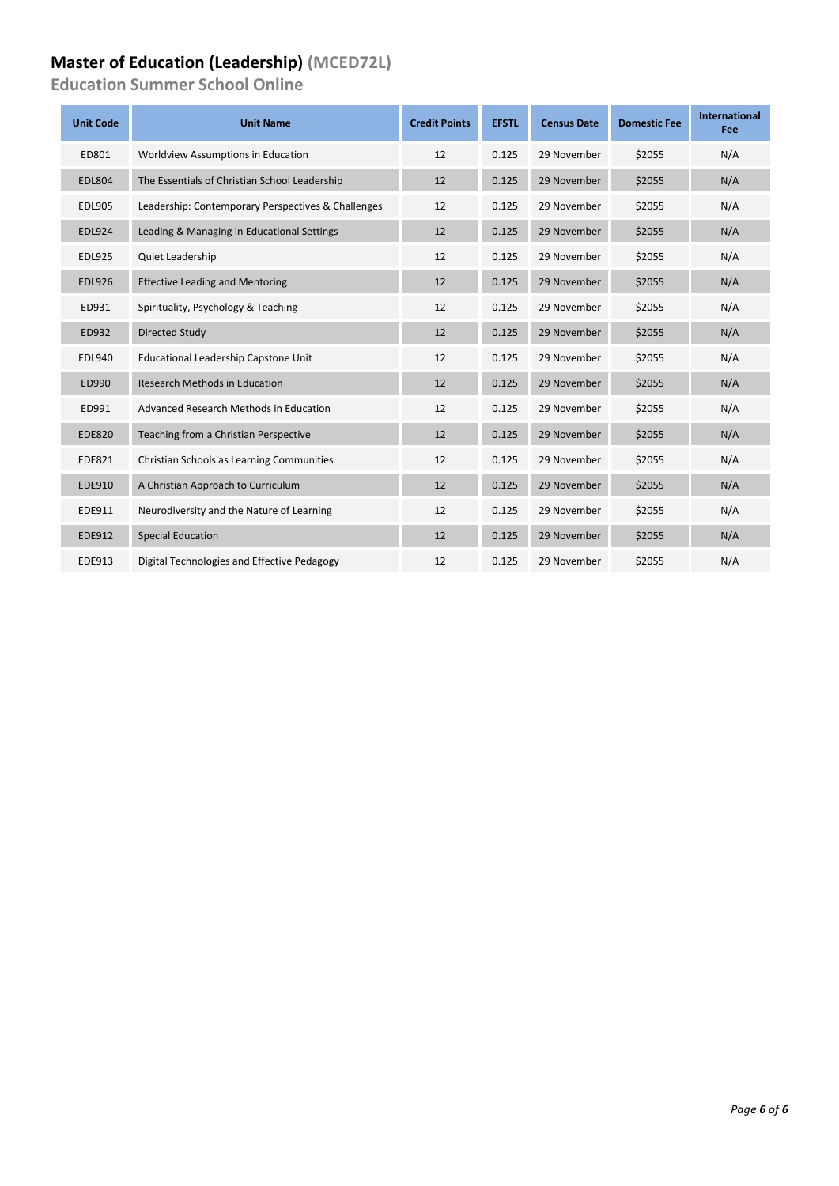# Master of Education (Leadership) (MCED72L)

## Education Summer School Online

| Unit Code | Unit Name | Credit Points | EFSTL | Census Date | Domestic Fee | International Fee |
|---|---|---|---|---|---|---|
| ED801 | Worldview Assumptions in Education | 12 | 0.125 | 29 November | $2055 | N/A |
| EDL804 | The Essentials of Christian School Leadership | 12 | 0.125 | 29 November | $2055 | N/A |
| EDL905 | Leadership: Contemporary Perspectives & Challenges | 12 | 0.125 | 29 November | $2055 | N/A |
| EDL924 | Leading & Managing in Educational Settings | 12 | 0.125 | 29 November | $2055 | N/A |
| EDL925 | Quiet Leadership | 12 | 0.125 | 29 November | $2055 | N/A |
| EDL926 | Effective Leading and Mentoring | 12 | 0.125 | 29 November | $2055 | N/A |
| ED931 | Spirituality, Psychology & Teaching | 12 | 0.125 | 29 November | $2055 | N/A |
| ED932 | Directed Study | 12 | 0.125 | 29 November | $2055 | N/A |
| EDL940 | Educational Leadership Capstone Unit | 12 | 0.125 | 29 November | $2055 | N/A |
| ED990 | Research Methods in Education | 12 | 0.125 | 29 November | $2055 | N/A |
| ED991 | Advanced Research Methods in Education | 12 | 0.125 | 29 November | $2055 | N/A |
| EDE820 | Teaching from a Christian Perspective | 12 | 0.125 | 29 November | $2055 | N/A |
| EDE821 | Christian Schools as Learning Communities | 12 | 0.125 | 29 November | $2055 | N/A |
| EDE910 | A Christian Approach to Curriculum | 12 | 0.125 | 29 November | $2055 | N/A |
| EDE911 | Neurodiversity and the Nature of Learning | 12 | 0.125 | 29 November | $2055 | N/A |
| EDE912 | Special Education | 12 | 0.125 | 29 November | $2055 | N/A |
| EDE913 | Digital Technologies and Effective Pedagogy | 12 | 0.125 | 29 November | $2055 | N/A |